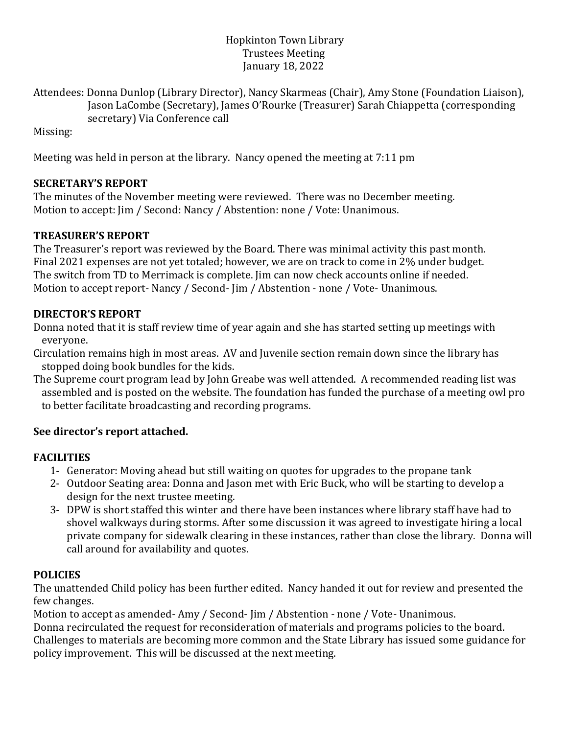Hopkinton Town Library
Trustees Meeting
January 18, 2022

Attendees: Donna Dunlop (Library Director), Nancy Skarmeas (Chair), Amy Stone (Foundation Liaison), Jason LaCombe (Secretary), James O'Rourke (Treasurer) Sarah Chiappetta (corresponding secretary) Via Conference call

Missing:

Meeting was held in person at the library. Nancy opened the meeting at 7:11 pm

**SECRETARY'S REPORT**

The minutes of the November meeting were reviewed. There was no December meeting.
Motion to accept: Jim / Second: Nancy / Abstention: none / Vote: Unanimous.

**TREASURER'S REPORT**

The Treasurer's report was reviewed by the Board. There was minimal activity this past month.
Final 2021 expenses are not yet totaled; however, we are on track to come in 2% under budget.
The switch from TD to Merrimack is complete. Jim can now check accounts online if needed.
Motion to accept report- Nancy / Second- Jim / Abstention - none / Vote- Unanimous.

**DIRECTOR'S REPORT**

Donna noted that it is staff review time of year again and she has started setting up meetings with everyone.

Circulation remains high in most areas. AV and Juvenile section remain down since the library has stopped doing book bundles for the kids.

The Supreme court program lead by John Greabe was well attended. A recommended reading list was assembled and is posted on the website. The foundation has funded the purchase of a meeting owl pro to better facilitate broadcasting and recording programs.

**See director's report attached.**

**FACILITIES**

1- Generator: Moving ahead but still waiting on quotes for upgrades to the propane tank
2- Outdoor Seating area: Donna and Jason met with Eric Buck, who will be starting to develop a design for the next trustee meeting.
3- DPW is short staffed this winter and there have been instances where library staff have had to shovel walkways during storms. After some discussion it was agreed to investigate hiring a local private company for sidewalk clearing in these instances, rather than close the library. Donna will call around for availability and quotes.

**POLICIES**

The unattended Child policy has been further edited. Nancy handed it out for review and presented the few changes.

Motion to accept as amended- Amy / Second- Jim / Abstention - none / Vote- Unanimous.

Donna recirculated the request for reconsideration of materials and programs policies to the board. Challenges to materials are becoming more common and the State Library has issued some guidance for policy improvement. This will be discussed at the next meeting.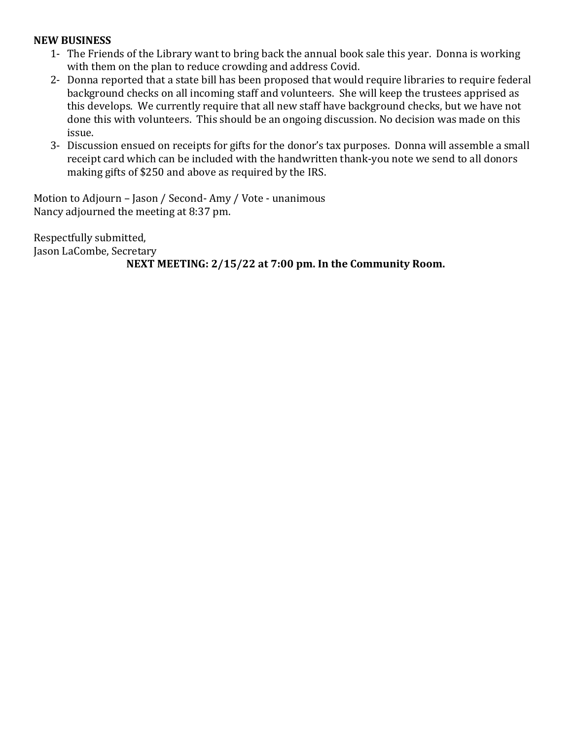**NEW BUSINESS**

1- The Friends of the Library want to bring back the annual book sale this year. Donna is working with them on the plan to reduce crowding and address Covid.
2- Donna reported that a state bill has been proposed that would require libraries to require federal background checks on all incoming staff and volunteers. She will keep the trustees apprised as this develops. We currently require that all new staff have background checks, but we have not done this with volunteers. This should be an ongoing discussion. No decision was made on this issue.
3- Discussion ensued on receipts for gifts for the donor's tax purposes. Donna will assemble a small receipt card which can be included with the handwritten thank-you note we send to all donors making gifts of $250 and above as required by the IRS.

Motion to Adjourn – Jason / Second- Amy / Vote - unanimous
Nancy adjourned the meeting at 8:37 pm.

Respectfully submitted,
Jason LaCombe, Secretary

**NEXT MEETING: 2/15/22 at 7:00 pm. In the Community Room.**